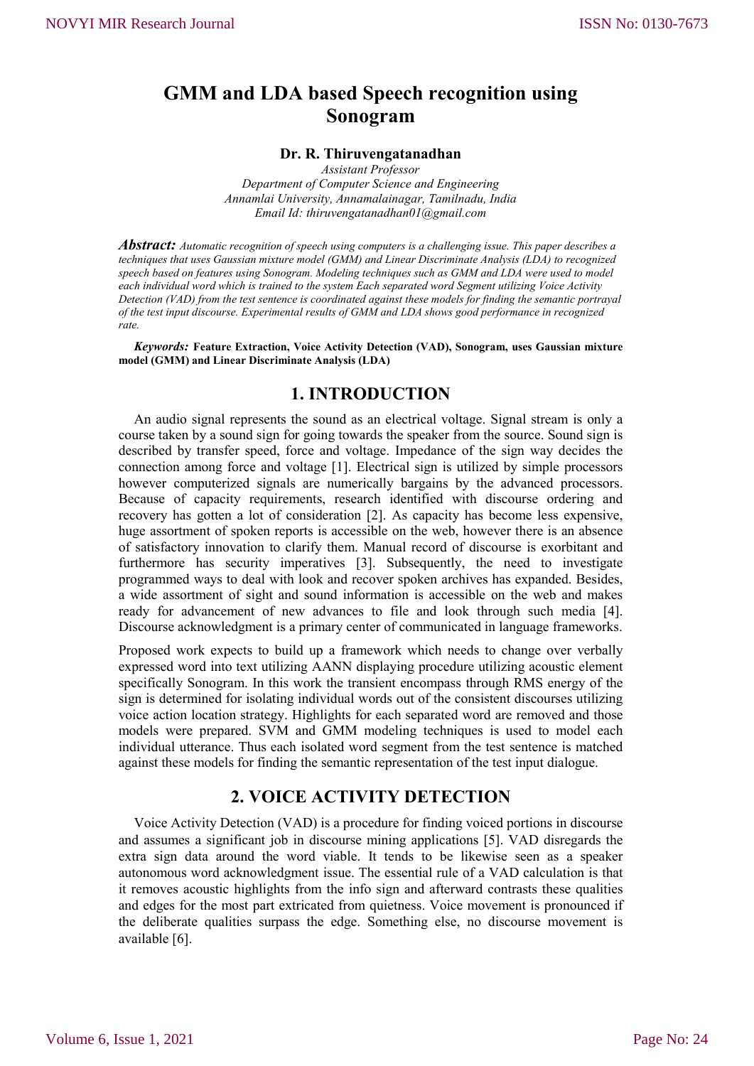# GMM and LDA based Speech recognition using Sonogram

**Dr. R. Thiruvengatanadhan**

*Assistant Professor*
*Department of Computer Science and Engineering*
*Annamlai University, Annamalainagar, Tamilnadu, India*
*Email Id: thiruvengatanadhan01@gmail.com*

***Abstract:*** *Automatic recognition of speech using computers is a challenging issue. This paper describes a techniques that uses Gaussian mixture model (GMM) and Linear Discriminate Analysis (LDA) to recognized speech based on features using Sonogram. Modeling techniques such as GMM and LDA were used to model each individual word which is trained to the system Each separated word Segment utilizing Voice Activity Detection (VAD) from the test sentence is coordinated against these models for finding the semantic portrayal of the test input discourse. Experimental results of GMM and LDA shows good performance in recognized rate.*

***Keywords:*** **Feature Extraction, Voice Activity Detection (VAD), Sonogram, uses Gaussian mixture model (GMM) and Linear Discriminate Analysis (LDA)**

## 1. INTRODUCTION

An audio signal represents the sound as an electrical voltage. Signal stream is only a course taken by a sound sign for going towards the speaker from the source. Sound sign is described by transfer speed, force and voltage. Impedance of the sign way decides the connection among force and voltage [1]. Electrical sign is utilized by simple processors however computerized signals are numerically bargains by the advanced processors. Because of capacity requirements, research identified with discourse ordering and recovery has gotten a lot of consideration [2]. As capacity has become less expensive, huge assortment of spoken reports is accessible on the web, however there is an absence of satisfactory innovation to clarify them. Manual record of discourse is exorbitant and furthermore has security imperatives [3]. Subsequently, the need to investigate programmed ways to deal with look and recover spoken archives has expanded. Besides, a wide assortment of sight and sound information is accessible on the web and makes ready for advancement of new advances to file and look through such media [4]. Discourse acknowledgment is a primary center of communicated in language frameworks.

Proposed work expects to build up a framework which needs to change over verbally expressed word into text utilizing AANN displaying procedure utilizing acoustic element specifically Sonogram. In this work the transient encompass through RMS energy of the sign is determined for isolating individual words out of the consistent discourses utilizing voice action location strategy. Highlights for each separated word are removed and those models were prepared. SVM and GMM modeling techniques is used to model each individual utterance. Thus each isolated word segment from the test sentence is matched against these models for finding the semantic representation of the test input dialogue.

## 2. VOICE ACTIVITY DETECTION

Voice Activity Detection (VAD) is a procedure for finding voiced portions in discourse and assumes a significant job in discourse mining applications [5]. VAD disregards the extra sign data around the word viable. It tends to be likewise seen as a speaker autonomous word acknowledgment issue. The essential rule of a VAD calculation is that it removes acoustic highlights from the info sign and afterward contrasts these qualities and edges for the most part extricated from quietness. Voice movement is pronounced if the deliberate qualities surpass the edge. Something else, no discourse movement is available [6].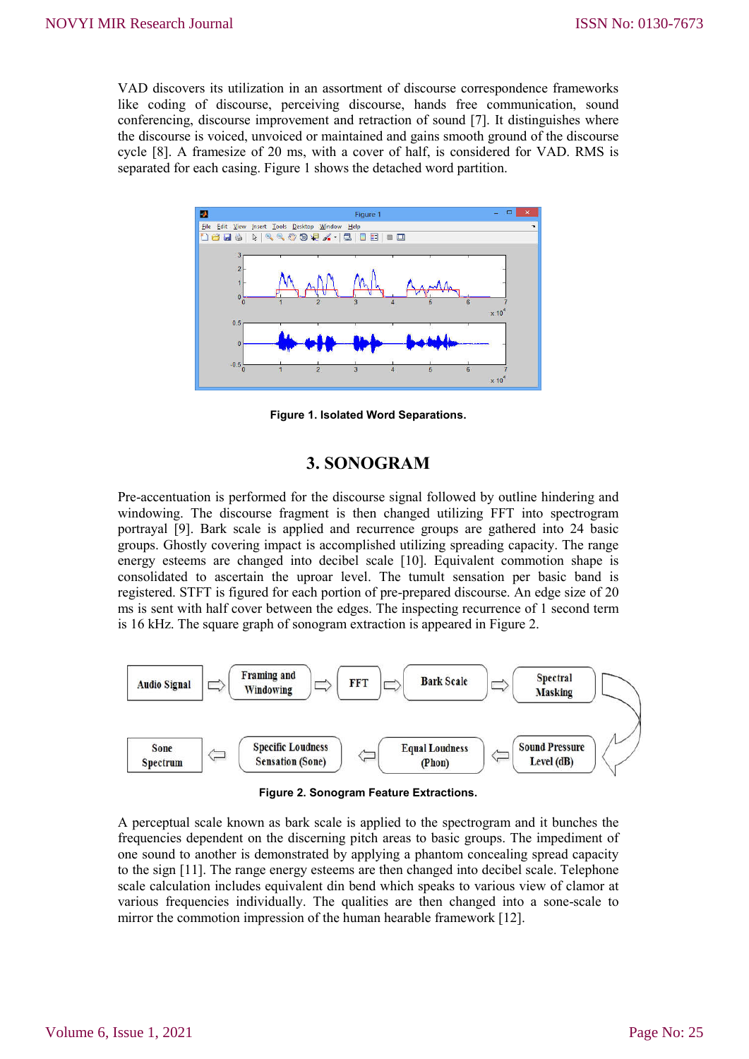VAD discovers its utilization in an assortment of discourse correspondence frameworks like coding of discourse, perceiving discourse, hands free communication, sound conferencing, discourse improvement and retraction of sound [7]. It distinguishes where the discourse is voiced, unvoiced or maintained and gains smooth ground of the discourse cycle [8]. A framesize of 20 ms, with a cover of half, is considered for VAD. RMS is separated for each casing. Figure 1 shows the detached word partition.

**Figure 1. Isolated Word Separations.**

## 3. SONOGRAM

Pre-accentuation is performed for the discourse signal followed by outline hindering and windowing. The discourse fragment is then changed utilizing FFT into spectrogram portrayal [9]. Bark scale is applied and recurrence groups are gathered into 24 basic groups. Ghostly covering impact is accomplished utilizing spreading capacity. The range energy esteems are changed into decibel scale [10]. Equivalent commotion shape is consolidated to ascertain the uproar level. The tumult sensation per basic band is registered. STFT is figured for each portion of pre-prepared discourse. An edge size of 20 ms is sent with half cover between the edges. The inspecting recurrence of 1 second term is 16 kHz. The square graph of sonogram extraction is appeared in Figure 2.

Audio Signal ⇨ Framing and Windowing ⇨ FFT ⇨ Bark Scale ⇨ Spectral Masking ⇨ Sound Pressure Level (dB) ⇨ Equal Loudness (Phon) ⇨ Specific Loudness Sensation (Sone) ⇨ Sone Spectrum

**Figure 2. Sonogram Feature Extractions.**

A perceptual scale known as bark scale is applied to the spectrogram and it bunches the frequencies dependent on the discerning pitch areas to basic groups. The impediment of one sound to another is demonstrated by applying a phantom concealing spread capacity to the sign [11]. The range energy esteems are then changed into decibel scale. Telephone scale calculation includes equivalent din bend which speaks to various view of clamor at various frequencies individually. The qualities are then changed into a sone-scale to mirror the commotion impression of the human hearable framework [12].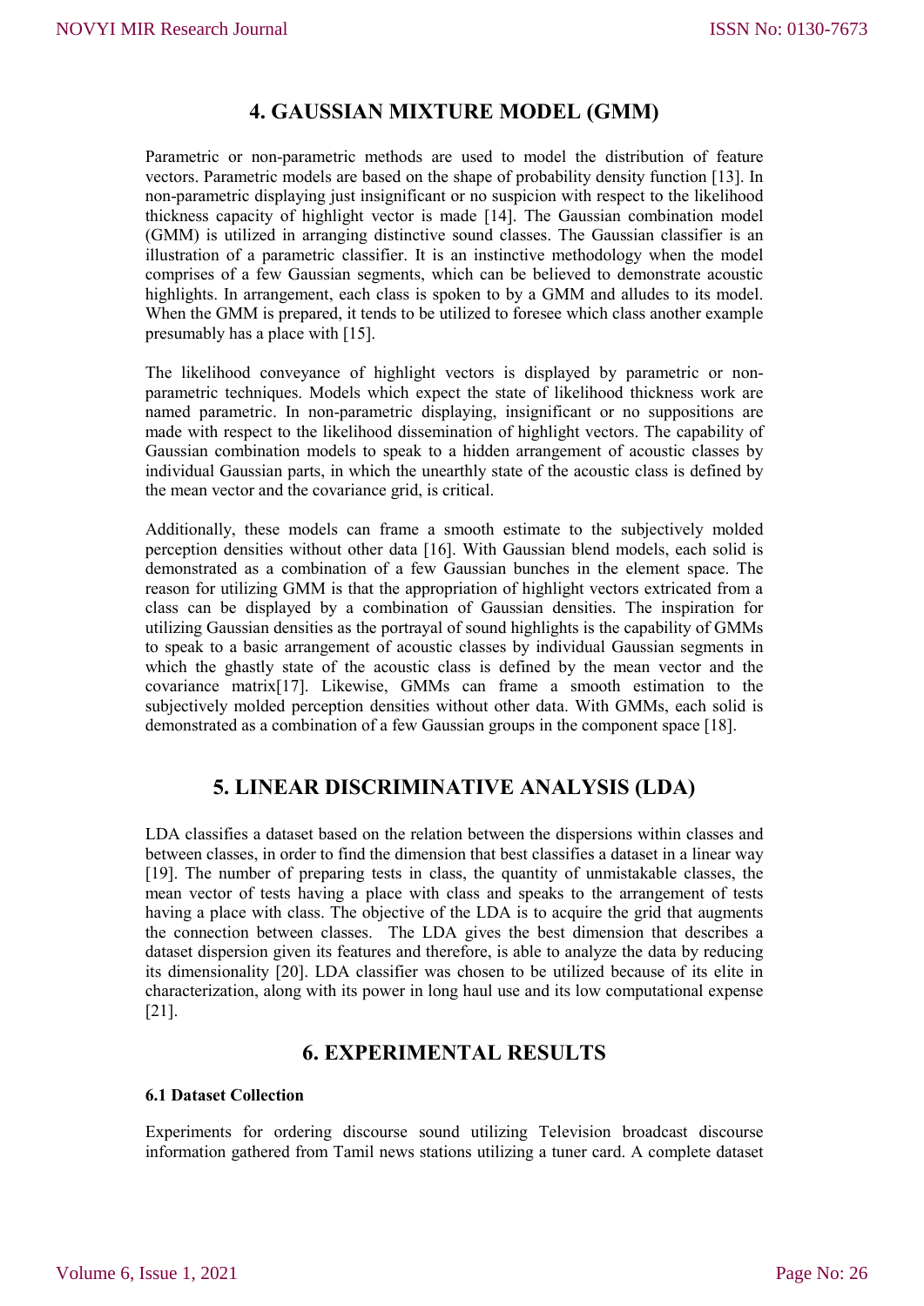# 4. GAUSSIAN MIXTURE MODEL (GMM)

Parametric or non-parametric methods are used to model the distribution of feature vectors. Parametric models are based on the shape of probability density function [13]. In non-parametric displaying just insignificant or no suspicion with respect to the likelihood thickness capacity of highlight vector is made [14]. The Gaussian combination model (GMM) is utilized in arranging distinctive sound classes. The Gaussian classifier is an illustration of a parametric classifier. It is an instinctive methodology when the model comprises of a few Gaussian segments, which can be believed to demonstrate acoustic highlights. In arrangement, each class is spoken to by a GMM and alludes to its model. When the GMM is prepared, it tends to be utilized to foresee which class another example presumably has a place with [15].

The likelihood conveyance of highlight vectors is displayed by parametric or non-parametric techniques. Models which expect the state of likelihood thickness work are named parametric. In non-parametric displaying, insignificant or no suppositions are made with respect to the likelihood dissemination of highlight vectors. The capability of Gaussian combination models to speak to a hidden arrangement of acoustic classes by individual Gaussian parts, in which the unearthly state of the acoustic class is defined by the mean vector and the covariance grid, is critical.

Additionally, these models can frame a smooth estimate to the subjectively molded perception densities without other data [16]. With Gaussian blend models, each solid is demonstrated as a combination of a few Gaussian bunches in the element space. The reason for utilizing GMM is that the appropriation of highlight vectors extricated from a class can be displayed by a combination of Gaussian densities. The inspiration for utilizing Gaussian densities as the portrayal of sound highlights is the capability of GMMs to speak to a basic arrangement of acoustic classes by individual Gaussian segments in which the ghastly state of the acoustic class is defined by the mean vector and the covariance matrix[17]. Likewise, GMMs can frame a smooth estimation to the subjectively molded perception densities without other data. With GMMs, each solid is demonstrated as a combination of a few Gaussian groups in the component space [18].

# 5. LINEAR DISCRIMINATIVE ANALYSIS (LDA)

LDA classifies a dataset based on the relation between the dispersions within classes and between classes, in order to find the dimension that best classifies a dataset in a linear way [19]. The number of preparing tests in class, the quantity of unmistakable classes, the mean vector of tests having a place with class and speaks to the arrangement of tests having a place with class. The objective of the LDA is to acquire the grid that augments the connection between classes. The LDA gives the best dimension that describes a dataset dispersion given its features and therefore, is able to analyze the data by reducing its dimensionality [20]. LDA classifier was chosen to be utilized because of its elite in characterization, along with its power in long haul use and its low computational expense [21].

# 6. EXPERIMENTAL RESULTS

### 6.1 Dataset Collection

Experiments for ordering discourse sound utilizing Television broadcast discourse information gathered from Tamil news stations utilizing a tuner card. A complete dataset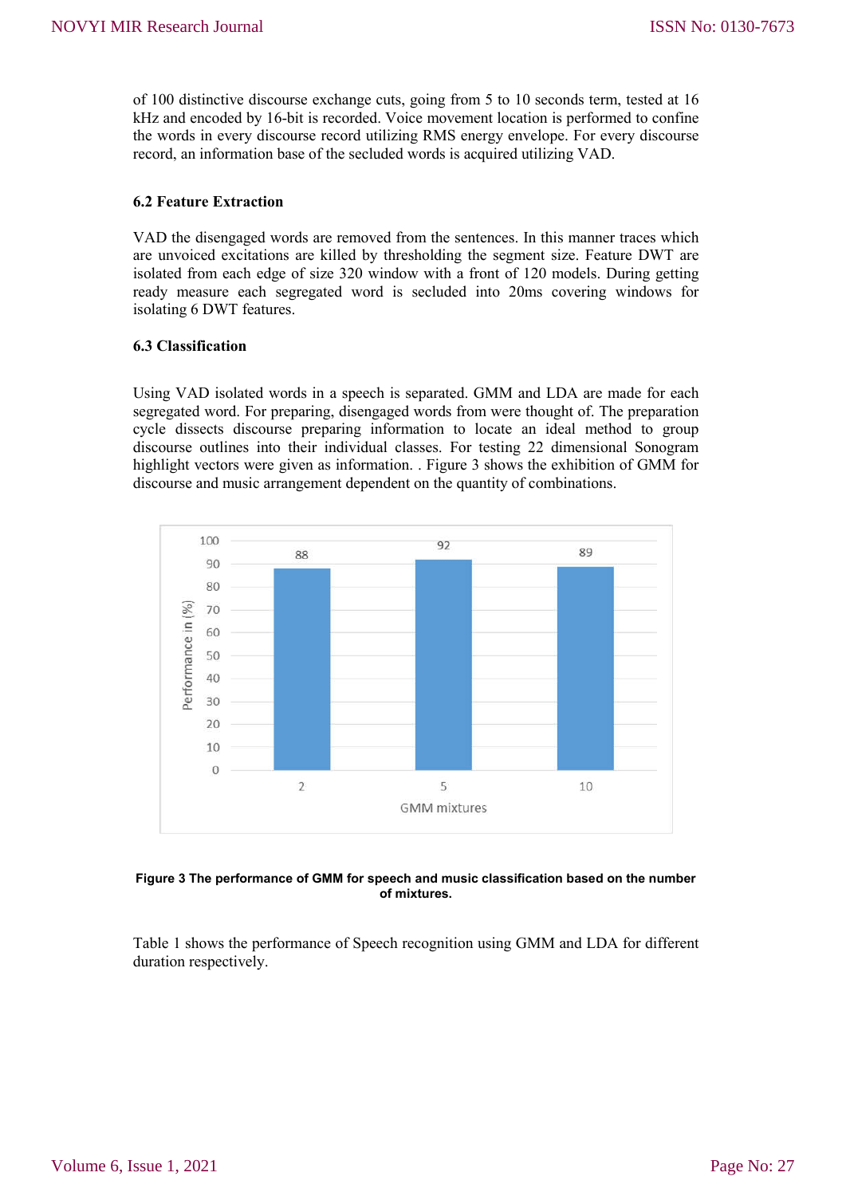of 100 distinctive discourse exchange cuts, going from 5 to 10 seconds term, tested at 16 kHz and encoded by 16-bit is recorded. Voice movement location is performed to confine the words in every discourse record utilizing RMS energy envelope. For every discourse record, an information base of the secluded words is acquired utilizing VAD.

### 6.2 Feature Extraction

VAD the disengaged words are removed from the sentences. In this manner traces which are unvoiced excitations are killed by thresholding the segment size. Feature DWT are isolated from each edge of size 320 window with a front of 120 models. During getting ready measure each segregated word is secluded into 20ms covering windows for isolating 6 DWT features.

### 6.3 Classification

Using VAD isolated words in a speech is separated. GMM and LDA are made for each segregated word. For preparing, disengaged words from were thought of. The preparation cycle dissects discourse preparing information to locate an ideal method to group discourse outlines into their individual classes. For testing 22 dimensional Sonogram highlight vectors were given as information. . Figure 3 shows the exhibition of GMM for discourse and music arrangement dependent on the quantity of combinations.

| GMM mixtures | Performance in (%) |
|---|---|
| 2 | 88 |
| 5 | 92 |
| 10 | 89 |

**Figure 3 The performance of GMM for speech and music classification based on the number of mixtures.**

Table 1 shows the performance of Speech recognition using GMM and LDA for different duration respectively.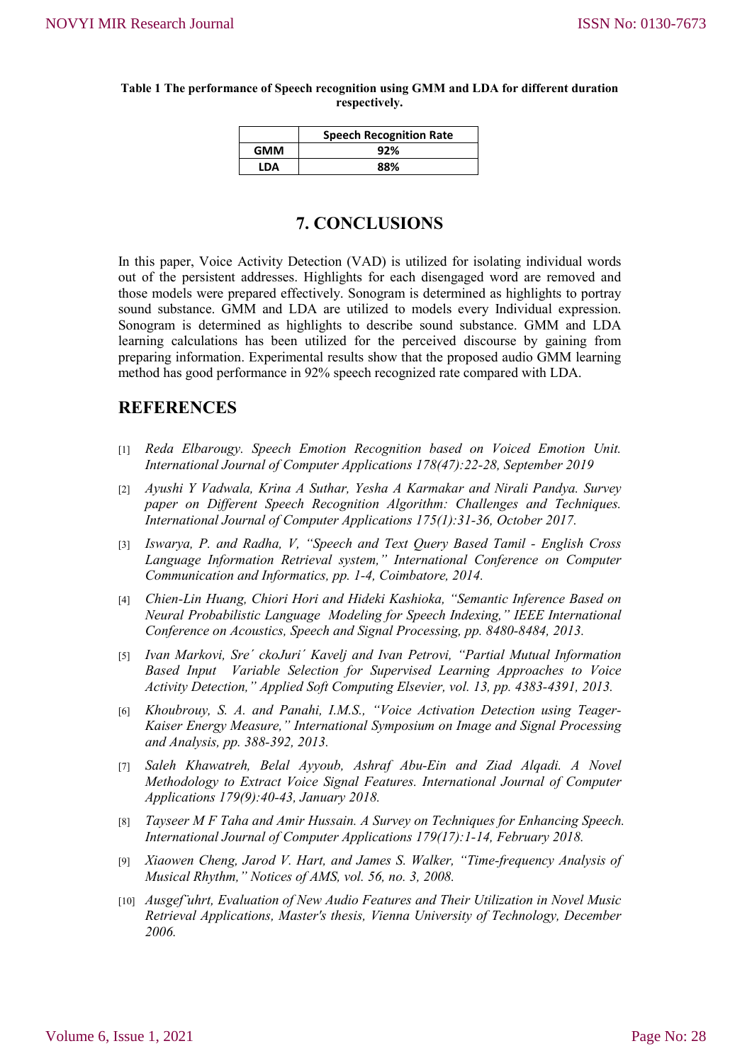**Table 1 The performance of Speech recognition using GMM and LDA for different duration respectively.**

| | Speech Recognition Rate |
|---|---|
| **GMM** | **92%** |
| **LDA** | **88%** |

## 7. CONCLUSIONS

In this paper, Voice Activity Detection (VAD) is utilized for isolating individual words out of the persistent addresses. Highlights for each disengaged word are removed and those models were prepared effectively. Sonogram is determined as highlights to portray sound substance. GMM and LDA are utilized to models every Individual expression. Sonogram is determined as highlights to describe sound substance. GMM and LDA learning calculations has been utilized for the perceived discourse by gaining from preparing information. Experimental results show that the proposed audio GMM learning method has good performance in 92% speech recognized rate compared with LDA.

## REFERENCES

[1] *Reda Elbarougy. Speech Emotion Recognition based on Voiced Emotion Unit. International Journal of Computer Applications 178(47):22-28, September 2019*

[2] *Ayushi Y Vadwala, Krina A Suthar, Yesha A Karmakar and Nirali Pandya. Survey paper on Different Speech Recognition Algorithm: Challenges and Techniques. International Journal of Computer Applications 175(1):31-36, October 2017.*

[3] *Iswarya, P. and Radha, V, "Speech and Text Query Based Tamil - English Cross Language Information Retrieval system," International Conference on Computer Communication and Informatics, pp. 1-4, Coimbatore, 2014.*

[4] *Chien-Lin Huang, Chiori Hori and Hideki Kashioka, "Semantic Inference Based on Neural Probabilistic Language Modeling for Speech Indexing," IEEE International Conference on Acoustics, Speech and Signal Processing, pp. 8480-8484, 2013.*

[5] *Ivan Markovi, Sre´ ckoJuri´ Kavelj and Ivan Petrovi, "Partial Mutual Information Based Input Variable Selection for Supervised Learning Approaches to Voice Activity Detection," Applied Soft Computing Elsevier, vol. 13, pp. 4383-4391, 2013.*

[6] *Khoubrouy, S. A. and Panahi, I.M.S., "Voice Activation Detection using Teager-Kaiser Energy Measure," International Symposium on Image and Signal Processing and Analysis, pp. 388-392, 2013.*

[7] *Saleh Khawatreh, Belal Ayyoub, Ashraf Abu-Ein and Ziad Alqadi. A Novel Methodology to Extract Voice Signal Features. International Journal of Computer Applications 179(9):40-43, January 2018.*

[8] *Tayseer M F Taha and Amir Hussain. A Survey on Techniques for Enhancing Speech. International Journal of Computer Applications 179(17):1-14, February 2018.*

[9] *Xiaowen Cheng, Jarod V. Hart, and James S. Walker, "Time-frequency Analysis of Musical Rhythm," Notices of AMS, vol. 56, no. 3, 2008.*

[10] *Ausgef ̈uhrt, Evaluation of New Audio Features and Their Utilization in Novel Music Retrieval Applications, Master's thesis, Vienna University of Technology, December 2006.*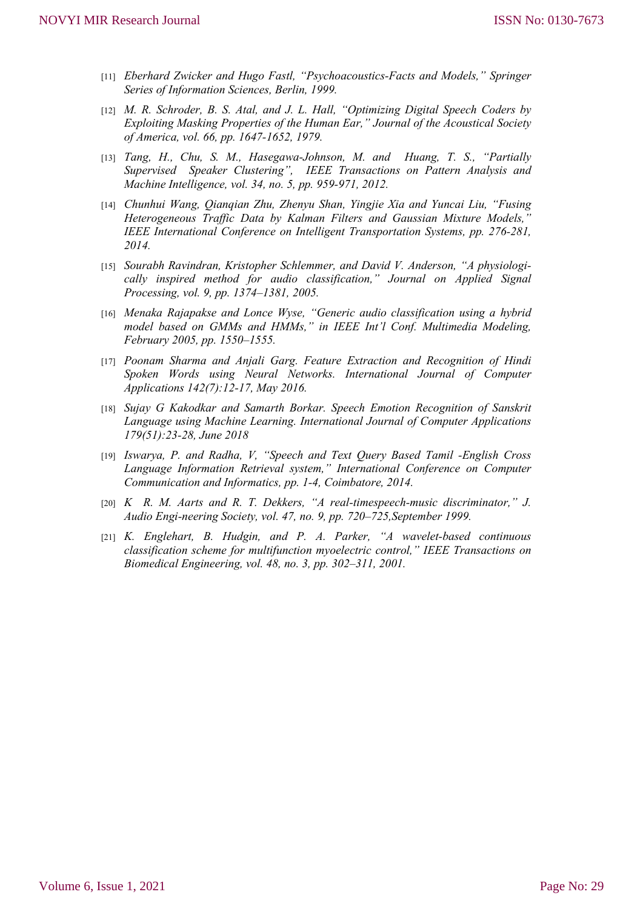[11] *Eberhard Zwicker and Hugo Fastl, "Psychoacoustics-Facts and Models," Springer Series of Information Sciences, Berlin, 1999.*

[12] *M. R. Schroder, B. S. Atal, and J. L. Hall, "Optimizing Digital Speech Coders by Exploiting Masking Properties of the Human Ear," Journal of the Acoustical Society of America, vol. 66, pp. 1647-1652, 1979.*

[13] *Tang, H., Chu, S. M., Hasegawa-Johnson, M. and Huang, T. S., "Partially Supervised Speaker Clustering", IEEE Transactions on Pattern Analysis and Machine Intelligence, vol. 34, no. 5, pp. 959-971, 2012.*

[14] *Chunhui Wang, Qianqian Zhu, Zhenyu Shan, Yingjie Xia and Yuncai Liu, "Fusing Heterogeneous Traffic Data by Kalman Filters and Gaussian Mixture Models," IEEE International Conference on Intelligent Transportation Systems, pp. 276-281, 2014.*

[15] *Sourabh Ravindran, Kristopher Schlemmer, and David V. Anderson, "A physiologi-cally inspired method for audio classification," Journal on Applied Signal Processing, vol. 9, pp. 1374–1381, 2005.*

[16] *Menaka Rajapakse and Lonce Wyse, "Generic audio classification using a hybrid model based on GMMs and HMMs," in IEEE Int'l Conf. Multimedia Modeling, February 2005, pp. 1550–1555.*

[17] *Poonam Sharma and Anjali Garg. Feature Extraction and Recognition of Hindi Spoken Words using Neural Networks. International Journal of Computer Applications 142(7):12-17, May 2016.*

[18] *Sujay G Kakodkar and Samarth Borkar. Speech Emotion Recognition of Sanskrit Language using Machine Learning. International Journal of Computer Applications 179(51):23-28, June 2018*

[19] *Iswarya, P. and Radha, V, "Speech and Text Query Based Tamil -English Cross Language Information Retrieval system," International Conference on Computer Communication and Informatics, pp. 1-4, Coimbatore, 2014.*

[20] *K R. M. Aarts and R. T. Dekkers, "A real-timespeech-music discriminator," J. Audio Engi-neering Society, vol. 47, no. 9, pp. 720–725,September 1999.*

[21] *K. Englehart, B. Hudgin, and P. A. Parker, "A wavelet-based continuous classification scheme for multifunction myoelectric control," IEEE Transactions on Biomedical Engineering, vol. 48, no. 3, pp. 302–311, 2001.*